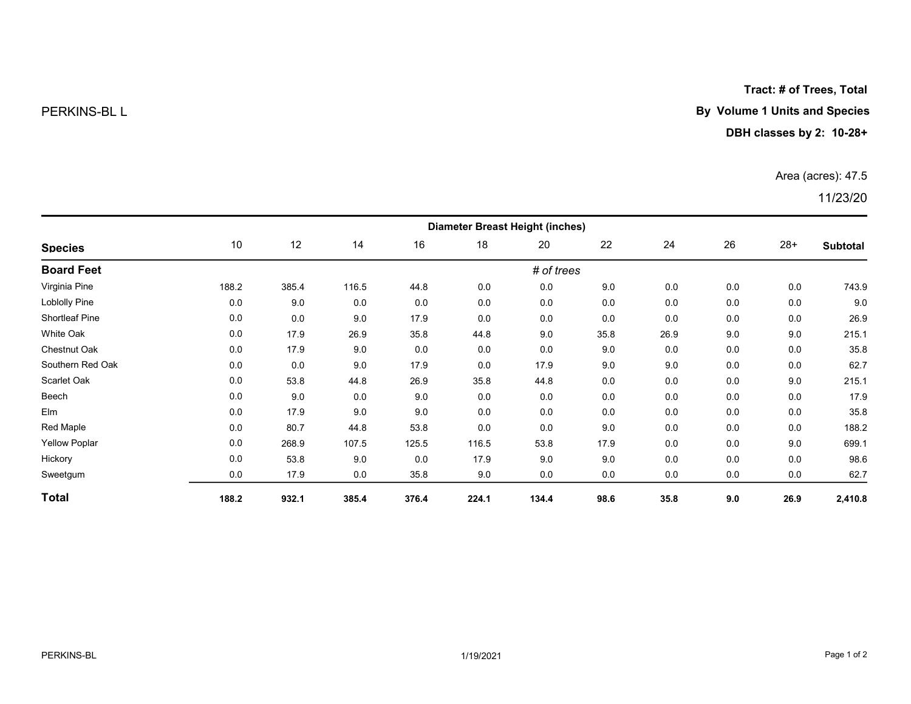PERKINS-BL L

**Tract: # of Trees, Total**

**By Volume 1 Units and Species**

**DBH classes by 2: 10-28+**

Area (acres): 47.5

11/23/20

| Species | Diameter Breast Height (inches) | | | | | | | | | | |
|---|---|---|---|---|---|---|---|---|---|---|---|
| | 10 | 12 | 14 | 16 | 18 | 20 | 22 | 24 | 26 | 28+ | **Subtotal** |
| **Board Feet** | | | | | | *# of trees* | | | | | |
| Virginia Pine | 188.2 | 385.4 | 116.5 | 44.8 | 0.0 | 0.0 | 9.0 | 0.0 | 0.0 | 0.0 | 743.9 |
| Loblolly Pine | 0.0 | 9.0 | 0.0 | 0.0 | 0.0 | 0.0 | 0.0 | 0.0 | 0.0 | 0.0 | 9.0 |
| Shortleaf Pine | 0.0 | 0.0 | 9.0 | 17.9 | 0.0 | 0.0 | 0.0 | 0.0 | 0.0 | 0.0 | 26.9 |
| White Oak | 0.0 | 17.9 | 26.9 | 35.8 | 44.8 | 9.0 | 35.8 | 26.9 | 9.0 | 9.0 | 215.1 |
| Chestnut Oak | 0.0 | 17.9 | 9.0 | 0.0 | 0.0 | 0.0 | 9.0 | 0.0 | 0.0 | 0.0 | 35.8 |
| Southern Red Oak | 0.0 | 0.0 | 9.0 | 17.9 | 0.0 | 17.9 | 9.0 | 9.0 | 0.0 | 0.0 | 62.7 |
| Scarlet Oak | 0.0 | 53.8 | 44.8 | 26.9 | 35.8 | 44.8 | 0.0 | 0.0 | 0.0 | 9.0 | 215.1 |
| Beech | 0.0 | 9.0 | 0.0 | 9.0 | 0.0 | 0.0 | 0.0 | 0.0 | 0.0 | 0.0 | 17.9 |
| Elm | 0.0 | 17.9 | 9.0 | 9.0 | 0.0 | 0.0 | 0.0 | 0.0 | 0.0 | 0.0 | 35.8 |
| Red Maple | 0.0 | 80.7 | 44.8 | 53.8 | 0.0 | 0.0 | 9.0 | 0.0 | 0.0 | 0.0 | 188.2 |
| Yellow Poplar | 0.0 | 268.9 | 107.5 | 125.5 | 116.5 | 53.8 | 17.9 | 0.0 | 0.0 | 9.0 | 699.1 |
| Hickory | 0.0 | 53.8 | 9.0 | 0.0 | 17.9 | 9.0 | 9.0 | 0.0 | 0.0 | 0.0 | 98.6 |
| Sweetgum | 0.0 | 17.9 | 0.0 | 35.8 | 9.0 | 0.0 | 0.0 | 0.0 | 0.0 | 0.0 | 62.7 |
| **Total** | **188.2** | **932.1** | **385.4** | **376.4** | **224.1** | **134.4** | **98.6** | **35.8** | **9.0** | **26.9** | **2,410.8** |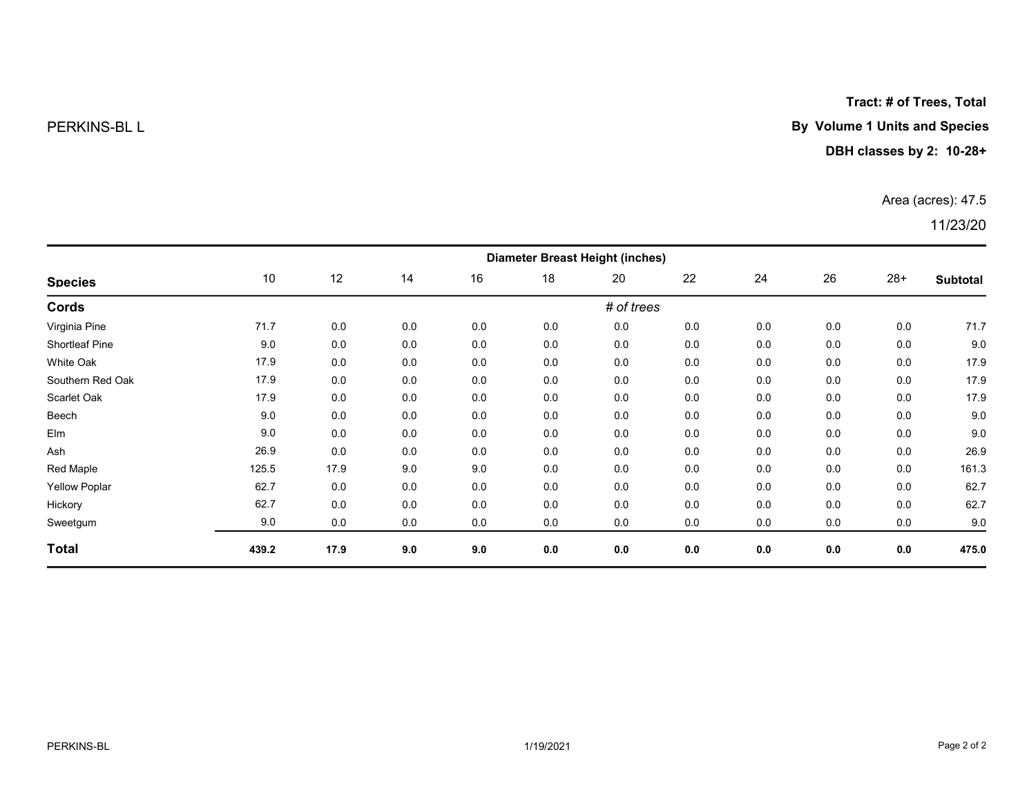PERKINS-BL L

**Tract: # of Trees, Total**

**By Volume 1 Units and Species**

**DBH classes by 2: 10-28+**

Area (acres): 47.5

11/23/20

| | **Diameter Breast Height (inches)** | | | | | | | | | | |
|---|---|---|---|---|---|---|---|---|---|---|---|
| **Species** | 10 | 12 | 14 | 16 | 18 | 20 | 22 | 24 | 26 | 28+ | **Subtotal** |
| **Cords** | | | | | | *# of trees* | | | | | |
| Virginia Pine | 71.7 | 0.0 | 0.0 | 0.0 | 0.0 | 0.0 | 0.0 | 0.0 | 0.0 | 0.0 | 71.7 |
| Shortleaf Pine | 9.0 | 0.0 | 0.0 | 0.0 | 0.0 | 0.0 | 0.0 | 0.0 | 0.0 | 0.0 | 9.0 |
| White Oak | 17.9 | 0.0 | 0.0 | 0.0 | 0.0 | 0.0 | 0.0 | 0.0 | 0.0 | 0.0 | 17.9 |
| Southern Red Oak | 17.9 | 0.0 | 0.0 | 0.0 | 0.0 | 0.0 | 0.0 | 0.0 | 0.0 | 0.0 | 17.9 |
| Scarlet Oak | 17.9 | 0.0 | 0.0 | 0.0 | 0.0 | 0.0 | 0.0 | 0.0 | 0.0 | 0.0 | 17.9 |
| Beech | 9.0 | 0.0 | 0.0 | 0.0 | 0.0 | 0.0 | 0.0 | 0.0 | 0.0 | 0.0 | 9.0 |
| Elm | 9.0 | 0.0 | 0.0 | 0.0 | 0.0 | 0.0 | 0.0 | 0.0 | 0.0 | 0.0 | 9.0 |
| Ash | 26.9 | 0.0 | 0.0 | 0.0 | 0.0 | 0.0 | 0.0 | 0.0 | 0.0 | 0.0 | 26.9 |
| Red Maple | 125.5 | 17.9 | 9.0 | 9.0 | 0.0 | 0.0 | 0.0 | 0.0 | 0.0 | 0.0 | 161.3 |
| Yellow Poplar | 62.7 | 0.0 | 0.0 | 0.0 | 0.0 | 0.0 | 0.0 | 0.0 | 0.0 | 0.0 | 62.7 |
| Hickory | 62.7 | 0.0 | 0.0 | 0.0 | 0.0 | 0.0 | 0.0 | 0.0 | 0.0 | 0.0 | 62.7 |
| Sweetgum | 9.0 | 0.0 | 0.0 | 0.0 | 0.0 | 0.0 | 0.0 | 0.0 | 0.0 | 0.0 | 9.0 |
| **Total** | **439.2** | **17.9** | **9.0** | **9.0** | **0.0** | **0.0** | **0.0** | **0.0** | **0.0** | **0.0** | **475.0** |